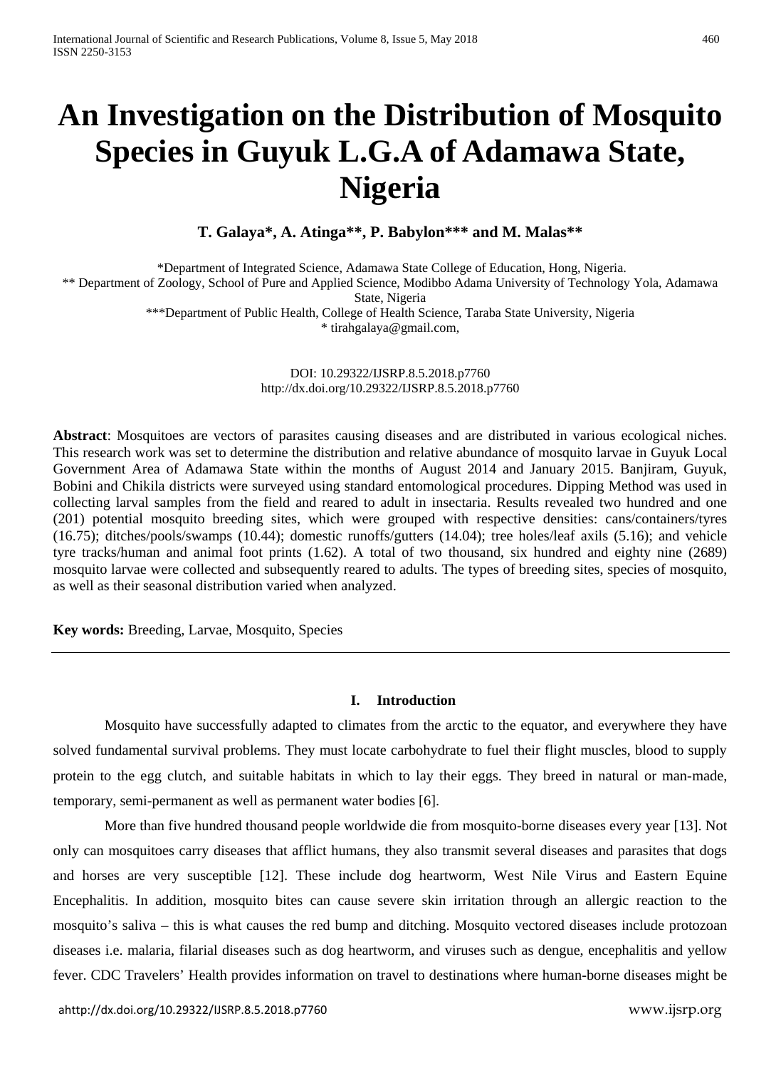# An Investigation on the Distribution of Mosquito Species in Guyuk L.G.A of Adamawa State, Nigeria

**T. Galaya\*, A. Atinga\*\*, P. Babylon\*\*\* and M. Malas\*\***

\*Department of Integrated Science, Adamawa State College of Education, Hong, Nigeria.
\*\* Department of Zoology, School of Pure and Applied Science, Modibbo Adama University of Technology Yola, Adamawa State, Nigeria
\*\*\*Department of Public Health, College of Health Science, Taraba State University, Nigeria
\* tirahgalaya@gmail.com,

DOI: 10.29322/IJSRP.8.5.2018.p7760
http://dx.doi.org/10.29322/IJSRP.8.5.2018.p7760

**Abstract**: Mosquitoes are vectors of parasites causing diseases and are distributed in various ecological niches. This research work was set to determine the distribution and relative abundance of mosquito larvae in Guyuk Local Government Area of Adamawa State within the months of August 2014 and January 2015. Banjiram, Guyuk, Bobini and Chikila districts were surveyed using standard entomological procedures. Dipping Method was used in collecting larval samples from the field and reared to adult in insectaria. Results revealed two hundred and one (201) potential mosquito breeding sites, which were grouped with respective densities: cans/containers/tyres (16.75); ditches/pools/swamps (10.44); domestic runoffs/gutters (14.04); tree holes/leaf axils (5.16); and vehicle tyre tracks/human and animal foot prints (1.62). A total of two thousand, six hundred and eighty nine (2689) mosquito larvae were collected and subsequently reared to adults. The types of breeding sites, species of mosquito, as well as their seasonal distribution varied when analyzed.

**Key words:** Breeding, Larvae, Mosquito, Species

## I. Introduction

Mosquito have successfully adapted to climates from the arctic to the equator, and everywhere they have solved fundamental survival problems. They must locate carbohydrate to fuel their flight muscles, blood to supply protein to the egg clutch, and suitable habitats in which to lay their eggs. They breed in natural or man-made, temporary, semi-permanent as well as permanent water bodies [6].

More than five hundred thousand people worldwide die from mosquito-borne diseases every year [13]. Not only can mosquitoes carry diseases that afflict humans, they also transmit several diseases and parasites that dogs and horses are very susceptible [12]. These include dog heartworm, West Nile Virus and Eastern Equine Encephalitis. In addition, mosquito bites can cause severe skin irritation through an allergic reaction to the mosquito's saliva – this is what causes the red bump and ditching. Mosquito vectored diseases include protozoan diseases i.e. malaria, filarial diseases such as dog heartworm, and viruses such as dengue, encephalitis and yellow fever. CDC Travelers' Health provides information on travel to destinations where human-borne diseases might be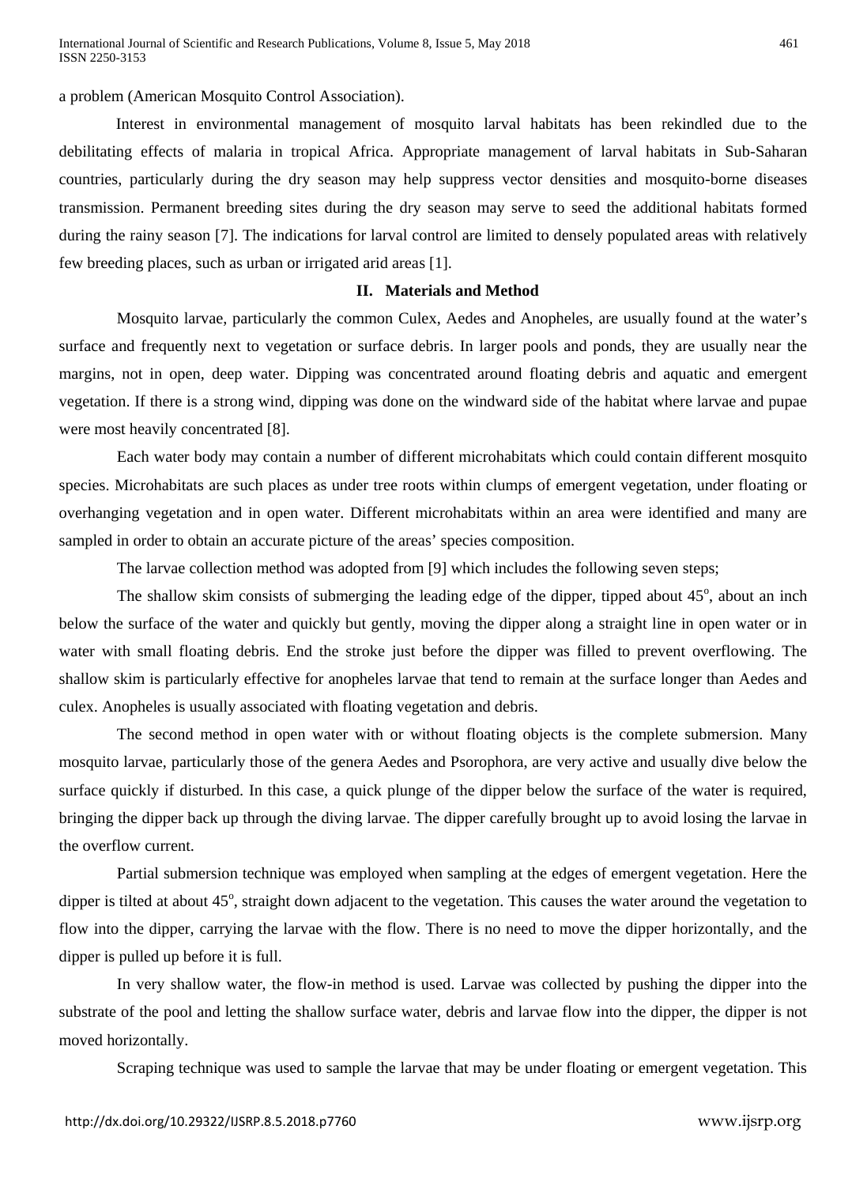a problem (American Mosquito Control Association).

Interest in environmental management of mosquito larval habitats has been rekindled due to the debilitating effects of malaria in tropical Africa. Appropriate management of larval habitats in Sub-Saharan countries, particularly during the dry season may help suppress vector densities and mosquito-borne diseases transmission. Permanent breeding sites during the dry season may serve to seed the additional habitats formed during the rainy season [7]. The indications for larval control are limited to densely populated areas with relatively few breeding places, such as urban or irrigated arid areas [1].

## II. Materials and Method

Mosquito larvae, particularly the common Culex, Aedes and Anopheles, are usually found at the water's surface and frequently next to vegetation or surface debris. In larger pools and ponds, they are usually near the margins, not in open, deep water. Dipping was concentrated around floating debris and aquatic and emergent vegetation. If there is a strong wind, dipping was done on the windward side of the habitat where larvae and pupae were most heavily concentrated [8].

Each water body may contain a number of different microhabitats which could contain different mosquito species. Microhabitats are such places as under tree roots within clumps of emergent vegetation, under floating or overhanging vegetation and in open water. Different microhabitats within an area were identified and many are sampled in order to obtain an accurate picture of the areas' species composition.

The larvae collection method was adopted from [9] which includes the following seven steps;

The shallow skim consists of submerging the leading edge of the dipper, tipped about 45$^{o}$, about an inch below the surface of the water and quickly but gently, moving the dipper along a straight line in open water or in water with small floating debris. End the stroke just before the dipper was filled to prevent overflowing. The shallow skim is particularly effective for anopheles larvae that tend to remain at the surface longer than Aedes and culex. Anopheles is usually associated with floating vegetation and debris.

The second method in open water with or without floating objects is the complete submersion. Many mosquito larvae, particularly those of the genera Aedes and Psorophora, are very active and usually dive below the surface quickly if disturbed. In this case, a quick plunge of the dipper below the surface of the water is required, bringing the dipper back up through the diving larvae. The dipper carefully brought up to avoid losing the larvae in the overflow current.

Partial submersion technique was employed when sampling at the edges of emergent vegetation. Here the dipper is tilted at about 45$^{o}$, straight down adjacent to the vegetation. This causes the water around the vegetation to flow into the dipper, carrying the larvae with the flow. There is no need to move the dipper horizontally, and the dipper is pulled up before it is full.

In very shallow water, the flow-in method is used. Larvae was collected by pushing the dipper into the substrate of the pool and letting the shallow surface water, debris and larvae flow into the dipper, the dipper is not moved horizontally.

Scraping technique was used to sample the larvae that may be under floating or emergent vegetation. This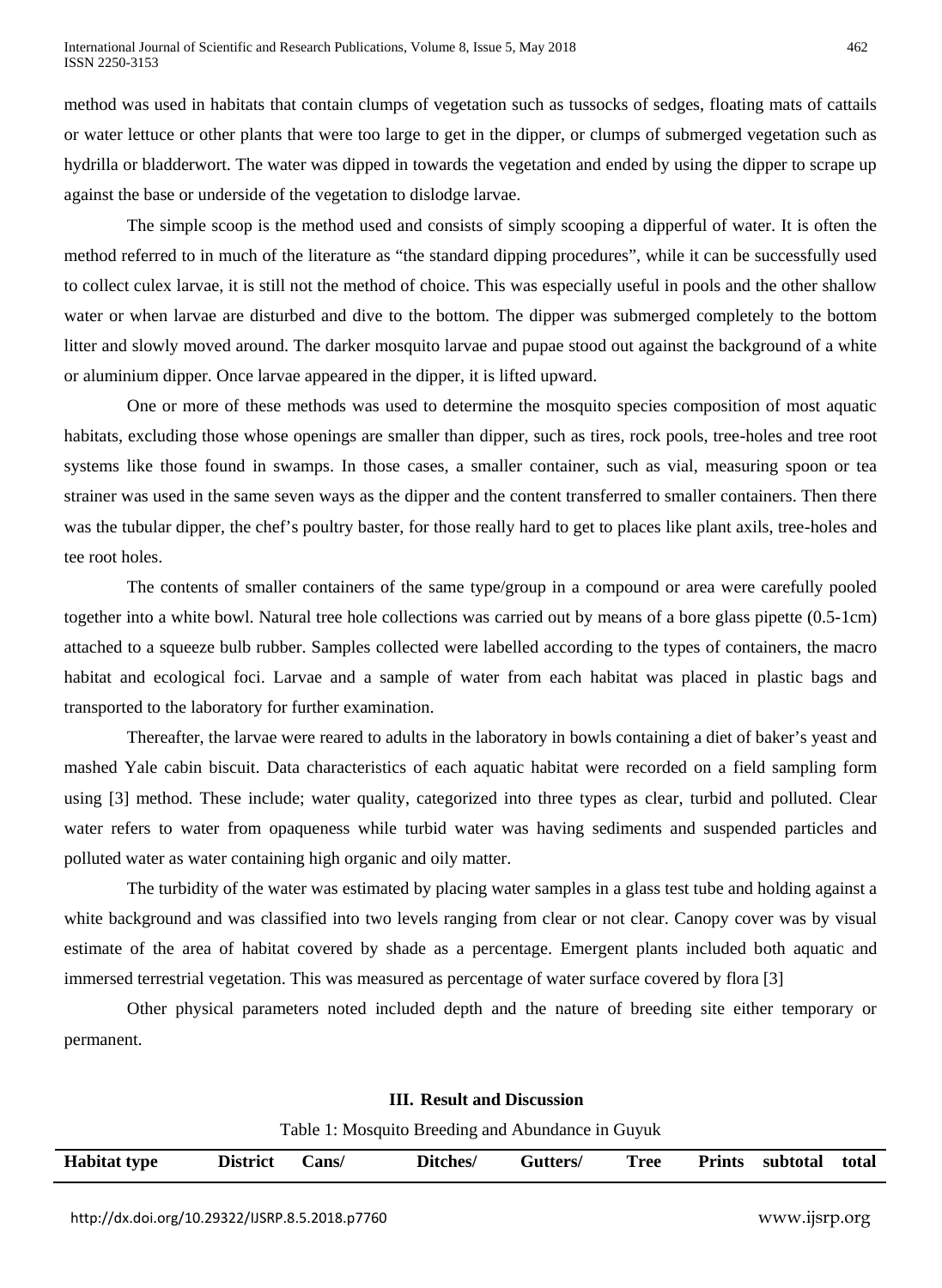method was used in habitats that contain clumps of vegetation such as tussocks of sedges, floating mats of cattails or water lettuce or other plants that were too large to get in the dipper, or clumps of submerged vegetation such as hydrilla or bladderwort. The water was dipped in towards the vegetation and ended by using the dipper to scrape up against the base or underside of the vegetation to dislodge larvae.

The simple scoop is the method used and consists of simply scooping a dipperful of water. It is often the method referred to in much of the literature as "the standard dipping procedures", while it can be successfully used to collect culex larvae, it is still not the method of choice. This was especially useful in pools and the other shallow water or when larvae are disturbed and dive to the bottom. The dipper was submerged completely to the bottom litter and slowly moved around. The darker mosquito larvae and pupae stood out against the background of a white or aluminium dipper. Once larvae appeared in the dipper, it is lifted upward.

One or more of these methods was used to determine the mosquito species composition of most aquatic habitats, excluding those whose openings are smaller than dipper, such as tires, rock pools, tree-holes and tree root systems like those found in swamps. In those cases, a smaller container, such as vial, measuring spoon or tea strainer was used in the same seven ways as the dipper and the content transferred to smaller containers. Then there was the tubular dipper, the chef's poultry baster, for those really hard to get to places like plant axils, tree-holes and tee root holes.

The contents of smaller containers of the same type/group in a compound or area were carefully pooled together into a white bowl. Natural tree hole collections was carried out by means of a bore glass pipette (0.5-1cm) attached to a squeeze bulb rubber. Samples collected were labelled according to the types of containers, the macro habitat and ecological foci. Larvae and a sample of water from each habitat was placed in plastic bags and transported to the laboratory for further examination.

Thereafter, the larvae were reared to adults in the laboratory in bowls containing a diet of baker's yeast and mashed Yale cabin biscuit. Data characteristics of each aquatic habitat were recorded on a field sampling form using [3] method. These include; water quality, categorized into three types as clear, turbid and polluted. Clear water refers to water from opaqueness while turbid water was having sediments and suspended particles and polluted water as water containing high organic and oily matter.

The turbidity of the water was estimated by placing water samples in a glass test tube and holding against a white background and was classified into two levels ranging from clear or not clear. Canopy cover was by visual estimate of the area of habitat covered by shade as a percentage. Emergent plants included both aquatic and immersed terrestrial vegetation. This was measured as percentage of water surface covered by flora [3]

Other physical parameters noted included depth and the nature of breeding site either temporary or permanent.

## III. Result and Discussion

Table 1: Mosquito Breeding and Abundance in Guyuk

| Habitat type | District | Cans/ | Ditches/ | Gutters/ | Tree | Prints | subtotal | total |
|---|---|---|---|---|---|---|---|---|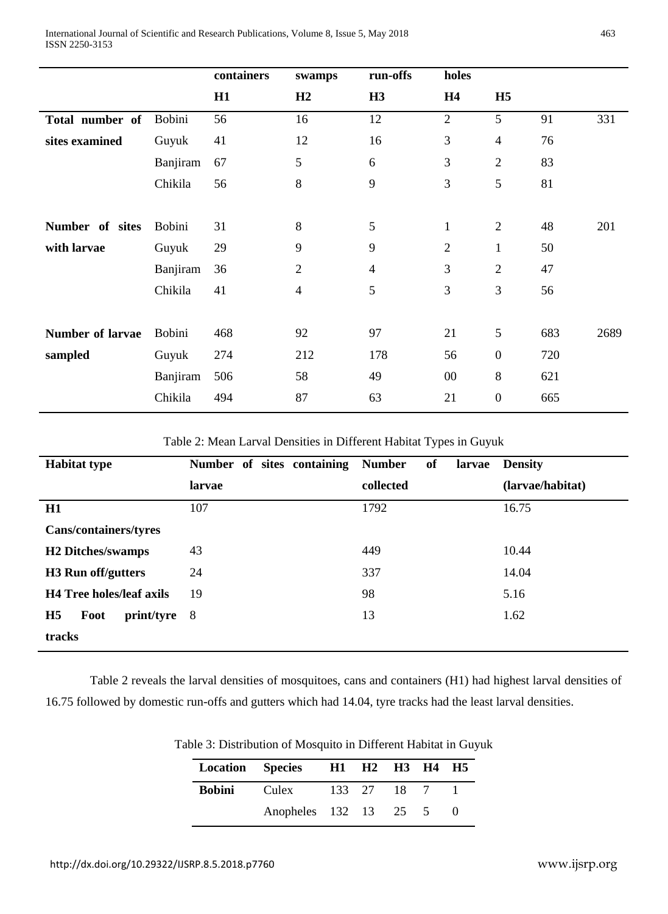| | | containers | swamps | run-offs | holes | | | |
|---|---|---|---|---|---|---|---|---|
| | | **H1** | **H2** | **H3** | **H4** | **H5** | | |
| **Total number of sites examined** | Bobini | 56 | 16 | 12 | 2 | 5 | 91 | 331 |
| | Guyuk | 41 | 12 | 16 | 3 | 4 | 76 | |
| | Banjiram | 67 | 5 | 6 | 3 | 2 | 83 | |
| | Chikila | 56 | 8 | 9 | 3 | 5 | 81 | |
| **Number of sites with larvae** | Bobini | 31 | 8 | 5 | 1 | 2 | 48 | 201 |
| | Guyuk | 29 | 9 | 9 | 2 | 1 | 50 | |
| | Banjiram | 36 | 2 | 4 | 3 | 2 | 47 | |
| | Chikila | 41 | 4 | 5 | 3 | 3 | 56 | |
| **Number of larvae sampled** | Bobini | 468 | 92 | 97 | 21 | 5 | 683 | 2689 |
| | Guyuk | 274 | 212 | 178 | 56 | 0 | 720 | |
| | Banjiram | 506 | 58 | 49 | 00 | 8 | 621 | |
| | Chikila | 494 | 87 | 63 | 21 | 0 | 665 | |

Table 2: Mean Larval Densities in Different Habitat Types in Guyuk

| **Habitat type** | **Number of sites containing larvae** | **Number of larvae collected** | **Density (larvae/habitat)** |
|---|---|---|---|
| **H1 Cans/containers/tyres** | 107 | 1792 | 16.75 |
| **H2 Ditches/swamps** | 43 | 449 | 10.44 |
| **H3 Run off/gutters** | 24 | 337 | 14.04 |
| **H4 Tree holes/leaf axils** | 19 | 98 | 5.16 |
| **H5 Foot print/tyre tracks** | 8 | 13 | 1.62 |

Table 2 reveals the larval densities of mosquitoes, cans and containers (H1) had highest larval densities of 16.75 followed by domestic run-offs and gutters which had 14.04, tyre tracks had the least larval densities.

Table 3: Distribution of Mosquito in Different Habitat in Guyuk

| **Location** | **Species** | **H1** | **H2** | **H3** | **H4** | **H5** |
|---|---|---|---|---|---|---|
| **Bobini** | Culex | 133 | 27 | 18 | 7 | 1 |
| | Anopheles | 132 | 13 | 25 | 5 | 0 |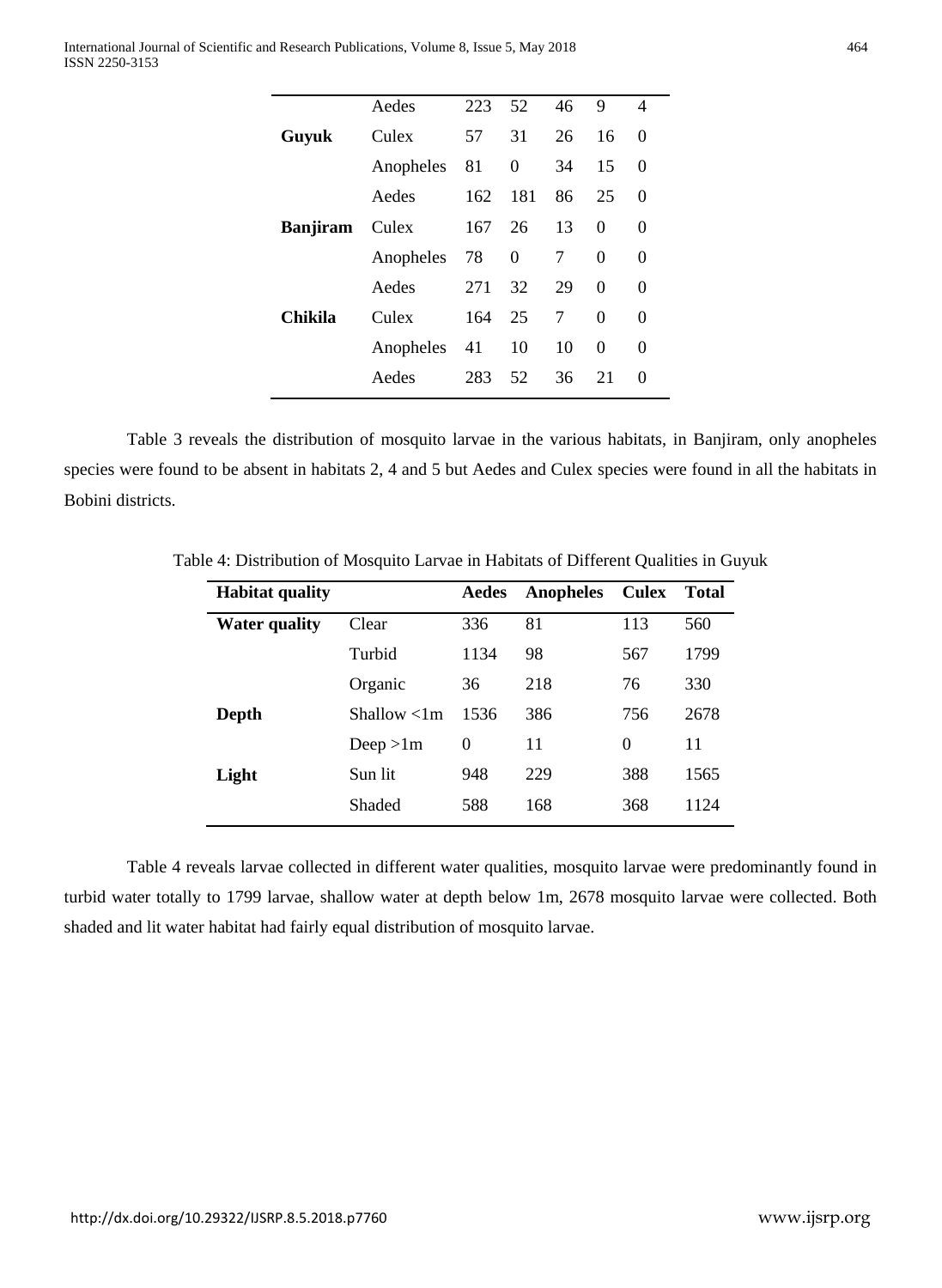|  |  |  |  |  |  |  |
|---|---|---|---|---|---|---|
|  | Aedes | 223 | 52 | 46 | 9 | 4 |
| **Guyuk** | Culex | 57 | 31 | 26 | 16 | 0 |
|  | Anopheles | 81 | 0 | 34 | 15 | 0 |
|  | Aedes | 162 | 181 | 86 | 25 | 0 |
| **Banjiram** | Culex | 167 | 26 | 13 | 0 | 0 |
|  | Anopheles | 78 | 0 | 7 | 0 | 0 |
|  | Aedes | 271 | 32 | 29 | 0 | 0 |
| **Chikila** | Culex | 164 | 25 | 7 | 0 | 0 |
|  | Anopheles | 41 | 10 | 10 | 0 | 0 |
|  | Aedes | 283 | 52 | 36 | 21 | 0 |

Table 3 reveals the distribution of mosquito larvae in the various habitats, in Banjiram, only anopheles species were found to be absent in habitats 2, 4 and 5 but Aedes and Culex species were found in all the habitats in Bobini districts.

Table 4: Distribution of Mosquito Larvae in Habitats of Different Qualities in Guyuk

| **Habitat quality** |  | **Aedes** | **Anopheles** | **Culex** | **Total** |
|---|---|---|---|---|---|
| **Water quality** | Clear | 336 | 81 | 113 | 560 |
|  | Turbid | 1134 | 98 | 567 | 1799 |
|  | Organic | 36 | 218 | 76 | 330 |
| **Depth** | Shallow <1m | 1536 | 386 | 756 | 2678 |
|  | Deep >1m | 0 | 11 | 0 | 11 |
| **Light** | Sun lit | 948 | 229 | 388 | 1565 |
|  | Shaded | 588 | 168 | 368 | 1124 |

Table 4 reveals larvae collected in different water qualities, mosquito larvae were predominantly found in turbid water totally to 1799 larvae, shallow water at depth below 1m, 2678 mosquito larvae were collected. Both shaded and lit water habitat had fairly equal distribution of mosquito larvae.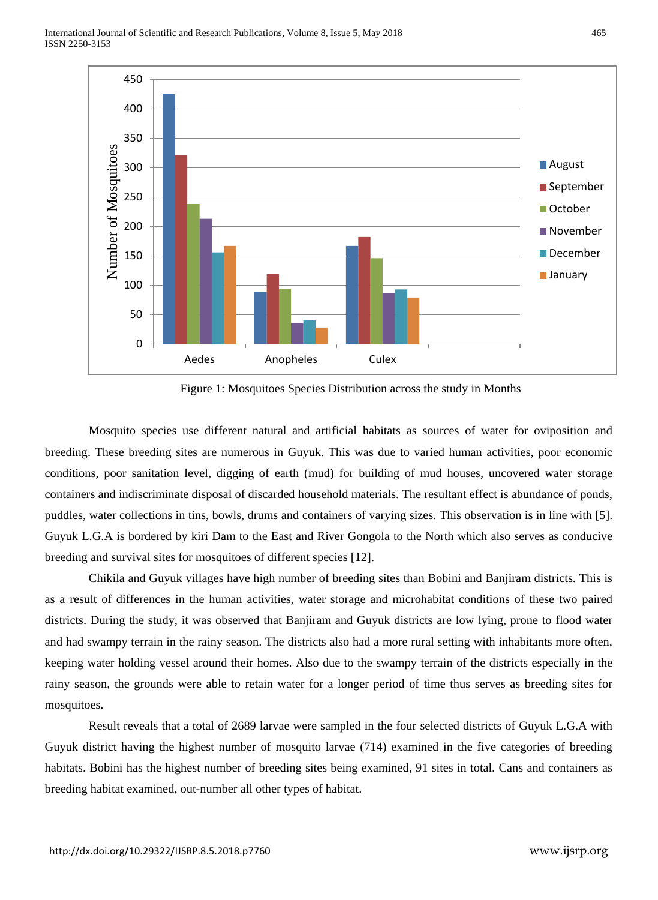Figure 1: Mosquitoes Species Distribution across the study in Months

Mosquito species use different natural and artificial habitats as sources of water for oviposition and breeding. These breeding sites are numerous in Guyuk. This was due to varied human activities, poor economic conditions, poor sanitation level, digging of earth (mud) for building of mud houses, uncovered water storage containers and indiscriminate disposal of discarded household materials. The resultant effect is abundance of ponds, puddles, water collections in tins, bowls, drums and containers of varying sizes. This observation is in line with [5]. Guyuk L.G.A is bordered by kiri Dam to the East and River Gongola to the North which also serves as conducive breeding and survival sites for mosquitoes of different species [12].

Chikila and Guyuk villages have high number of breeding sites than Bobini and Banjiram districts. This is as a result of differences in the human activities, water storage and microhabitat conditions of these two paired districts. During the study, it was observed that Banjiram and Guyuk districts are low lying, prone to flood water and had swampy terrain in the rainy season. The districts also had a more rural setting with inhabitants more often, keeping water holding vessel around their homes. Also due to the swampy terrain of the districts especially in the rainy season, the grounds were able to retain water for a longer period of time thus serves as breeding sites for mosquitoes.

Result reveals that a total of 2689 larvae were sampled in the four selected districts of Guyuk L.G.A with Guyuk district having the highest number of mosquito larvae (714) examined in the five categories of breeding habitats. Bobini has the highest number of breeding sites being examined, 91 sites in total. Cans and containers as breeding habitat examined, out-number all other types of habitat.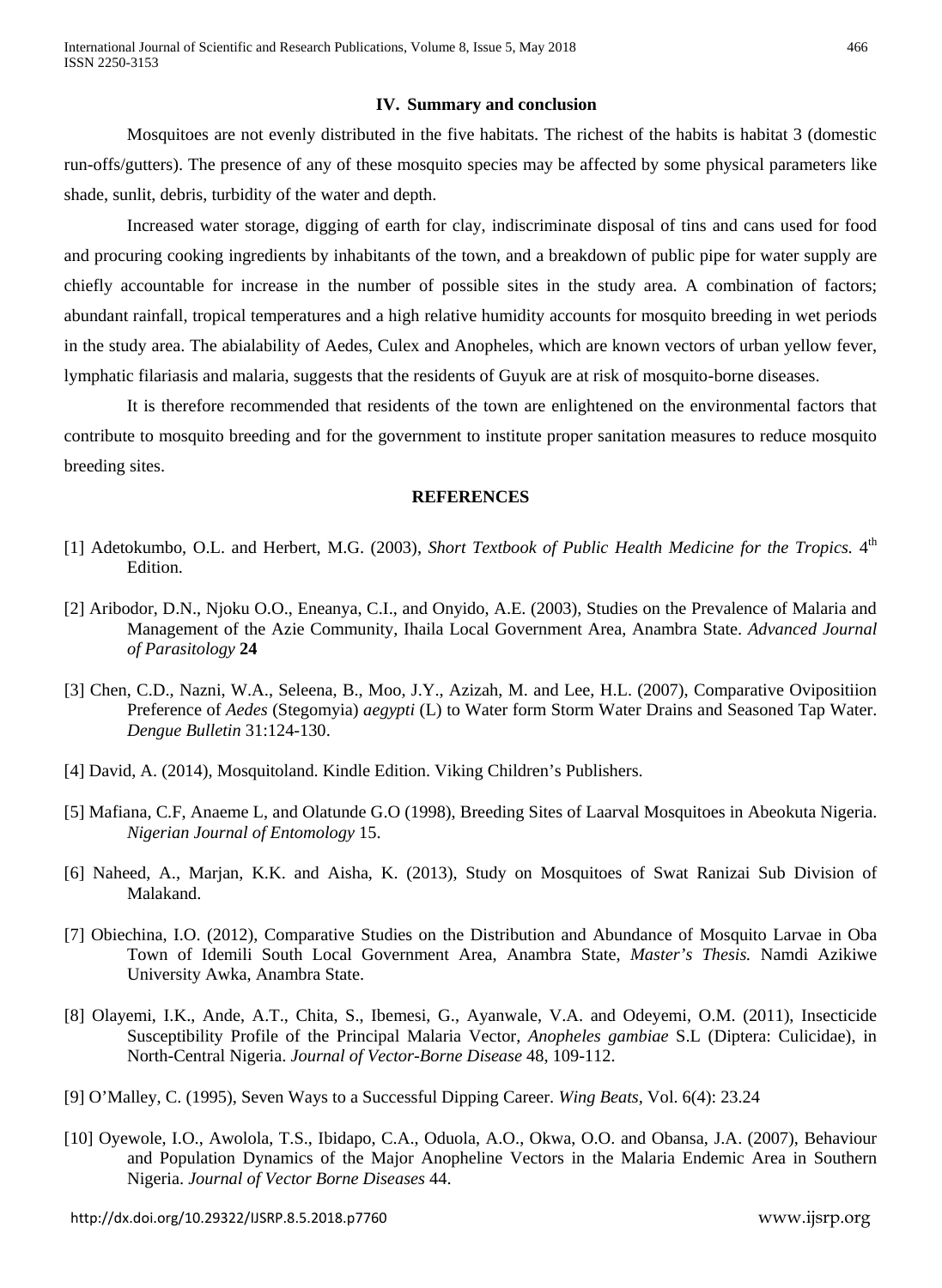## IV. Summary and conclusion

Mosquitoes are not evenly distributed in the five habitats. The richest of the habits is habitat 3 (domestic run-offs/gutters). The presence of any of these mosquito species may be affected by some physical parameters like shade, sunlit, debris, turbidity of the water and depth.

Increased water storage, digging of earth for clay, indiscriminate disposal of tins and cans used for food and procuring cooking ingredients by inhabitants of the town, and a breakdown of public pipe for water supply are chiefly accountable for increase in the number of possible sites in the study area. A combination of factors; abundant rainfall, tropical temperatures and a high relative humidity accounts for mosquito breeding in wet periods in the study area. The abialability of Aedes, Culex and Anopheles, which are known vectors of urban yellow fever, lymphatic filariasis and malaria, suggests that the residents of Guyuk are at risk of mosquito-borne diseases.

It is therefore recommended that residents of the town are enlightened on the environmental factors that contribute to mosquito breeding and for the government to institute proper sanitation measures to reduce mosquito breeding sites.

## REFERENCES

[1] Adetokumbo, O.L. and Herbert, M.G. (2003), *Short Textbook of Public Health Medicine for the Tropics.* 4th Edition.

[2] Aribodor, D.N., Njoku O.O., Eneanya, C.I., and Onyido, A.E. (2003), Studies on the Prevalence of Malaria and Management of the Azie Community, Ihaila Local Government Area, Anambra State. *Advanced Journal of Parasitology* **24**

[3] Chen, C.D., Nazni, W.A., Seleena, B., Moo, J.Y., Azizah, M. and Lee, H.L. (2007), Comparative Ovipositiion Preference of *Aedes* (Stegomyia) *aegypti* (L) to Water form Storm Water Drains and Seasoned Tap Water. *Dengue Bulletin* 31:124-130.

[4] David, A. (2014), Mosquitoland. Kindle Edition. Viking Children's Publishers.

[5] Mafiana, C.F, Anaeme L, and Olatunde G.O (1998), Breeding Sites of Laarval Mosquitoes in Abeokuta Nigeria. *Nigerian Journal of Entomology* 15.

[6] Naheed, A., Marjan, K.K. and Aisha, K. (2013), Study on Mosquitoes of Swat Ranizai Sub Division of Malakand.

[7] Obiechina, I.O. (2012), Comparative Studies on the Distribution and Abundance of Mosquito Larvae in Oba Town of Idemili South Local Government Area, Anambra State, *Master's Thesis.* Namdi Azikiwe University Awka, Anambra State.

[8] Olayemi, I.K., Ande, A.T., Chita, S., Ibemesi, G., Ayanwale, V.A. and Odeyemi, O.M. (2011), Insecticide Susceptibility Profile of the Principal Malaria Vector, *Anopheles gambiae* S.L (Diptera: Culicidae), in North-Central Nigeria. *Journal of Vector-Borne Disease* 48, 109-112.

[9] O'Malley, C. (1995), Seven Ways to a Successful Dipping Career. *Wing Beats*, Vol. 6(4): 23.24

[10] Oyewole, I.O., Awolola, T.S., Ibidapo, C.A., Oduola, A.O., Okwa, O.O. and Obansa, J.A. (2007), Behaviour and Population Dynamics of the Major Anopheline Vectors in the Malaria Endemic Area in Southern Nigeria. *Journal of Vector Borne Diseases* 44.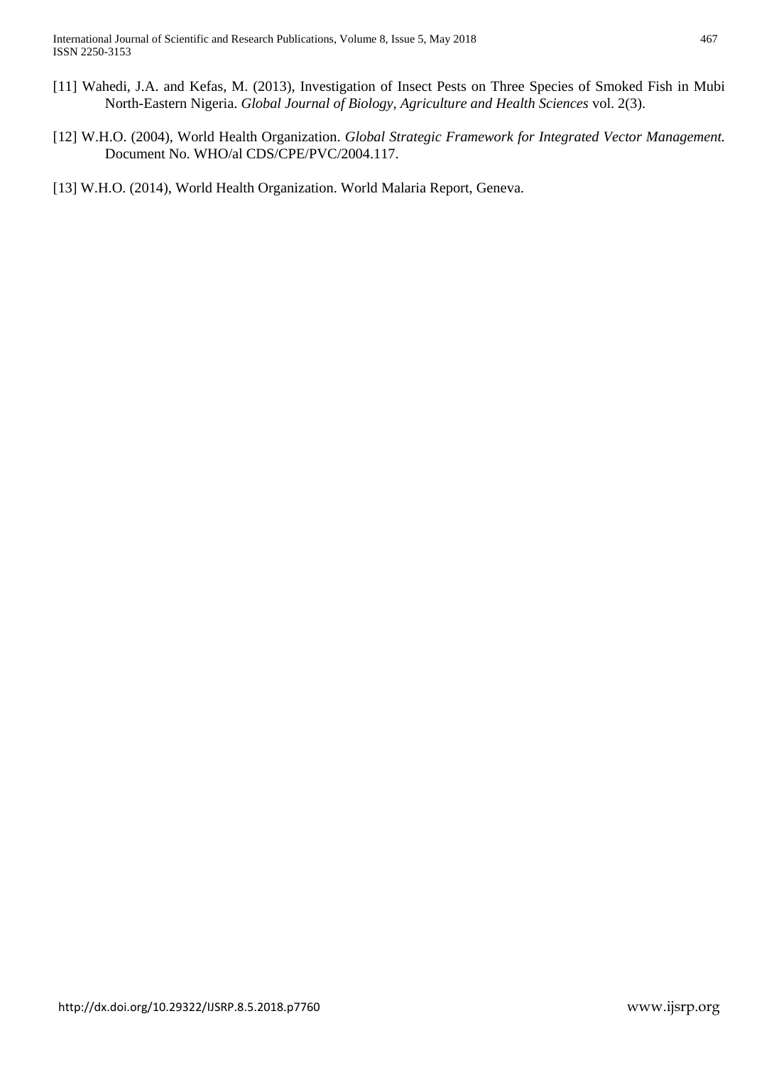[11] Wahedi, J.A. and Kefas, M. (2013), Investigation of Insect Pests on Three Species of Smoked Fish in Mubi North-Eastern Nigeria. *Global Journal of Biology, Agriculture and Health Sciences* vol. 2(3).

[12] W.H.O. (2004), World Health Organization. *Global Strategic Framework for Integrated Vector Management.* Document No. WHO/al CDS/CPE/PVC/2004.117.

[13] W.H.O. (2014), World Health Organization. World Malaria Report, Geneva.